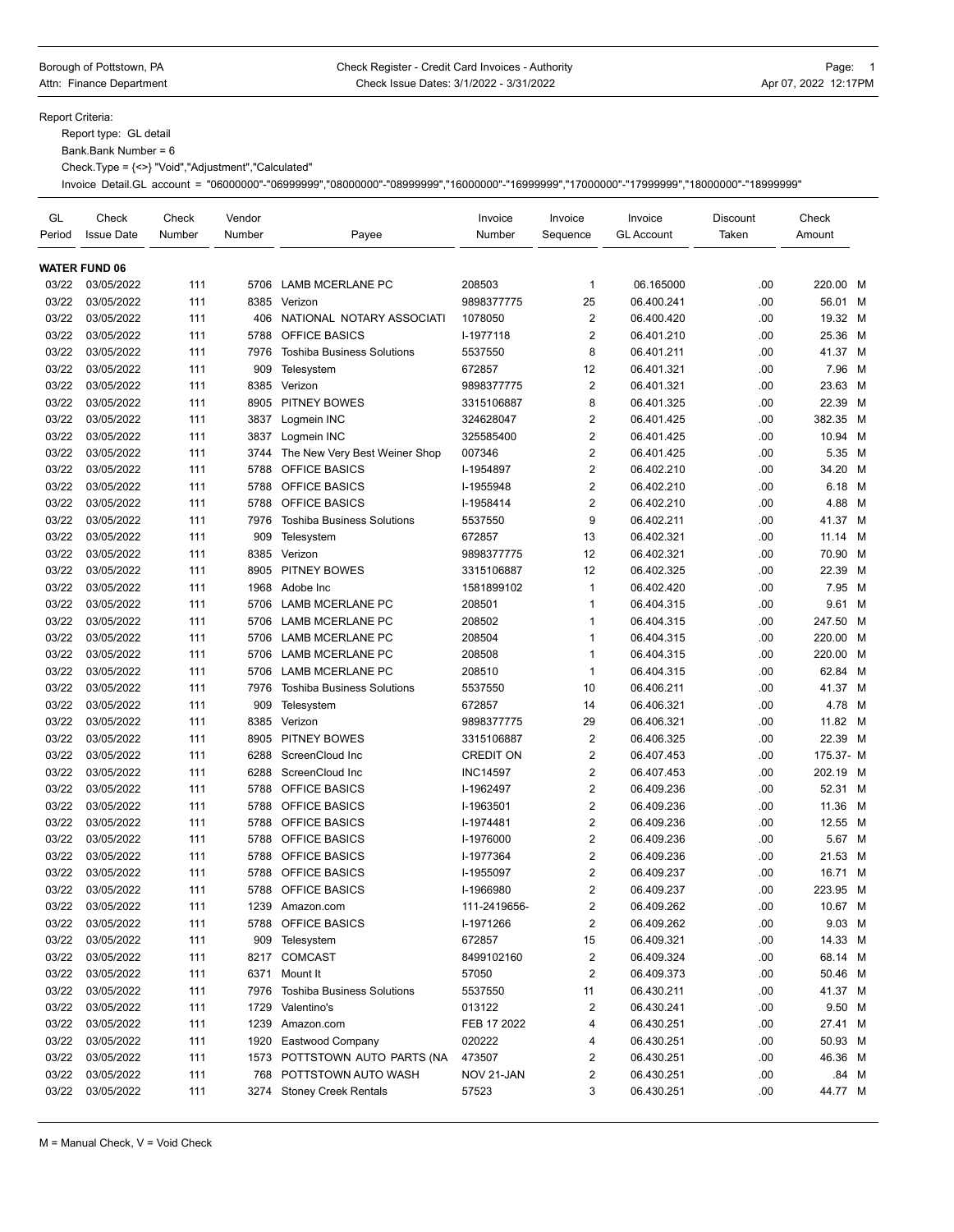Borough of Pottstown, PA
Attn: Finance Department

Check Register - Credit Card Invoices - Authority
Check Issue Dates: 3/1/2022 - 3/31/2022

Apr 07, 2022 12:17PM

Report Criteria:

Report type: GL detail

Bank.Bank Number = 6

Check.Type = {<>} "Void","Adjustment","Calculated"

Invoice Detail.GL account = "06000000"-"06999999","08000000"-"08999999","16000000"-"16999999","17000000"-"17999999","18000000"-"18999999"

| GL Period | Check Issue Date | Check Number | Vendor Number | Payee | Invoice Number | Invoice Sequence | Invoice GL Account | Discount Taken | Check Amount | |
|---|---|---|---|---|---|---|---|---|---|---|
| **WATER FUND 06** | | | | | | | | | | |
| 03/22 | 03/05/2022 | 111 | 5706 | LAMB MCERLANE PC | 208503 | 1 | 06.165000 | .00 | 220.00 | M |
| 03/22 | 03/05/2022 | 111 | 8385 | Verizon | 9898377775 | 25 | 06.400.241 | .00 | 56.01 | M |
| 03/22 | 03/05/2022 | 111 | 406 | NATIONAL NOTARY ASSOCIATI | 1078050 | 2 | 06.400.420 | .00 | 19.32 | M |
| 03/22 | 03/05/2022 | 111 | 5788 | OFFICE BASICS | I-1977118 | 2 | 06.401.210 | .00 | 25.36 | M |
| 03/22 | 03/05/2022 | 111 | 7976 | Toshiba Business Solutions | 5537550 | 8 | 06.401.211 | .00 | 41.37 | M |
| 03/22 | 03/05/2022 | 111 | 909 | Telesystem | 672857 | 12 | 06.401.321 | .00 | 7.96 | M |
| 03/22 | 03/05/2022 | 111 | 8385 | Verizon | 9898377775 | 2 | 06.401.321 | .00 | 23.63 | M |
| 03/22 | 03/05/2022 | 111 | 8905 | PITNEY BOWES | 3315106887 | 8 | 06.401.325 | .00 | 22.39 | M |
| 03/22 | 03/05/2022 | 111 | 3837 | Logmein INC | 324628047 | 2 | 06.401.425 | .00 | 382.35 | M |
| 03/22 | 03/05/2022 | 111 | 3837 | Logmein INC | 325585400 | 2 | 06.401.425 | .00 | 10.94 | M |
| 03/22 | 03/05/2022 | 111 | 3744 | The New Very Best Weiner Shop | 007346 | 2 | 06.401.425 | .00 | 5.35 | M |
| 03/22 | 03/05/2022 | 111 | 5788 | OFFICE BASICS | I-1954897 | 2 | 06.402.210 | .00 | 34.20 | M |
| 03/22 | 03/05/2022 | 111 | 5788 | OFFICE BASICS | I-1955948 | 2 | 06.402.210 | .00 | 6.18 | M |
| 03/22 | 03/05/2022 | 111 | 5788 | OFFICE BASICS | I-1958414 | 2 | 06.402.210 | .00 | 4.88 | M |
| 03/22 | 03/05/2022 | 111 | 7976 | Toshiba Business Solutions | 5537550 | 9 | 06.402.211 | .00 | 41.37 | M |
| 03/22 | 03/05/2022 | 111 | 909 | Telesystem | 672857 | 13 | 06.402.321 | .00 | 11.14 | M |
| 03/22 | 03/05/2022 | 111 | 8385 | Verizon | 9898377775 | 12 | 06.402.321 | .00 | 70.90 | M |
| 03/22 | 03/05/2022 | 111 | 8905 | PITNEY BOWES | 3315106887 | 12 | 06.402.325 | .00 | 22.39 | M |
| 03/22 | 03/05/2022 | 111 | 1968 | Adobe Inc | 1581899102 | 1 | 06.402.420 | .00 | 7.95 | M |
| 03/22 | 03/05/2022 | 111 | 5706 | LAMB MCERLANE PC | 208501 | 1 | 06.404.315 | .00 | 9.61 | M |
| 03/22 | 03/05/2022 | 111 | 5706 | LAMB MCERLANE PC | 208502 | 1 | 06.404.315 | .00 | 247.50 | M |
| 03/22 | 03/05/2022 | 111 | 5706 | LAMB MCERLANE PC | 208504 | 1 | 06.404.315 | .00 | 220.00 | M |
| 03/22 | 03/05/2022 | 111 | 5706 | LAMB MCERLANE PC | 208508 | 1 | 06.404.315 | .00 | 220.00 | M |
| 03/22 | 03/05/2022 | 111 | 5706 | LAMB MCERLANE PC | 208510 | 1 | 06.404.315 | .00 | 62.84 | M |
| 03/22 | 03/05/2022 | 111 | 7976 | Toshiba Business Solutions | 5537550 | 10 | 06.406.211 | .00 | 41.37 | M |
| 03/22 | 03/05/2022 | 111 | 909 | Telesystem | 672857 | 14 | 06.406.321 | .00 | 4.78 | M |
| 03/22 | 03/05/2022 | 111 | 8385 | Verizon | 9898377775 | 29 | 06.406.321 | .00 | 11.82 | M |
| 03/22 | 03/05/2022 | 111 | 8905 | PITNEY BOWES | 3315106887 | 2 | 06.406.325 | .00 | 22.39 | M |
| 03/22 | 03/05/2022 | 111 | 6288 | ScreenCloud Inc | CREDIT ON | 2 | 06.407.453 | .00 | 175.37- | M |
| 03/22 | 03/05/2022 | 111 | 6288 | ScreenCloud Inc | INC14597 | 2 | 06.407.453 | .00 | 202.19 | M |
| 03/22 | 03/05/2022 | 111 | 5788 | OFFICE BASICS | I-1962497 | 2 | 06.409.236 | .00 | 52.31 | M |
| 03/22 | 03/05/2022 | 111 | 5788 | OFFICE BASICS | I-1963501 | 2 | 06.409.236 | .00 | 11.36 | M |
| 03/22 | 03/05/2022 | 111 | 5788 | OFFICE BASICS | I-1974481 | 2 | 06.409.236 | .00 | 12.55 | M |
| 03/22 | 03/05/2022 | 111 | 5788 | OFFICE BASICS | I-1976000 | 2 | 06.409.236 | .00 | 5.67 | M |
| 03/22 | 03/05/2022 | 111 | 5788 | OFFICE BASICS | I-1977364 | 2 | 06.409.236 | .00 | 21.53 | M |
| 03/22 | 03/05/2022 | 111 | 5788 | OFFICE BASICS | I-1955097 | 2 | 06.409.237 | .00 | 16.71 | M |
| 03/22 | 03/05/2022 | 111 | 5788 | OFFICE BASICS | I-1966980 | 2 | 06.409.237 | .00 | 223.95 | M |
| 03/22 | 03/05/2022 | 111 | 1239 | Amazon.com | 111-2419656- | 2 | 06.409.262 | .00 | 10.67 | M |
| 03/22 | 03/05/2022 | 111 | 5788 | OFFICE BASICS | I-1971266 | 2 | 06.409.262 | .00 | 9.03 | M |
| 03/22 | 03/05/2022 | 111 | 909 | Telesystem | 672857 | 15 | 06.409.321 | .00 | 14.33 | M |
| 03/22 | 03/05/2022 | 111 | 8217 | COMCAST | 8499102160 | 2 | 06.409.324 | .00 | 68.14 | M |
| 03/22 | 03/05/2022 | 111 | 6371 | Mount It | 57050 | 2 | 06.409.373 | .00 | 50.46 | M |
| 03/22 | 03/05/2022 | 111 | 7976 | Toshiba Business Solutions | 5537550 | 11 | 06.430.211 | .00 | 41.37 | M |
| 03/22 | 03/05/2022 | 111 | 1729 | Valentino's | 013122 | 2 | 06.430.241 | .00 | 9.50 | M |
| 03/22 | 03/05/2022 | 111 | 1239 | Amazon.com | FEB 17 2022 | 4 | 06.430.251 | .00 | 27.41 | M |
| 03/22 | 03/05/2022 | 111 | 1920 | Eastwood Company | 020222 | 4 | 06.430.251 | .00 | 50.93 | M |
| 03/22 | 03/05/2022 | 111 | 1573 | POTTSTOWN AUTO PARTS (NA | 473507 | 2 | 06.430.251 | .00 | 46.36 | M |
| 03/22 | 03/05/2022 | 111 | 768 | POTTSTOWN AUTO WASH | NOV 21-JAN | 2 | 06.430.251 | .00 | .84 | M |
| 03/22 | 03/05/2022 | 111 | 3274 | Stoney Creek Rentals | 57523 | 3 | 06.430.251 | .00 | 44.77 | M |

M = Manual Check, V = Void Check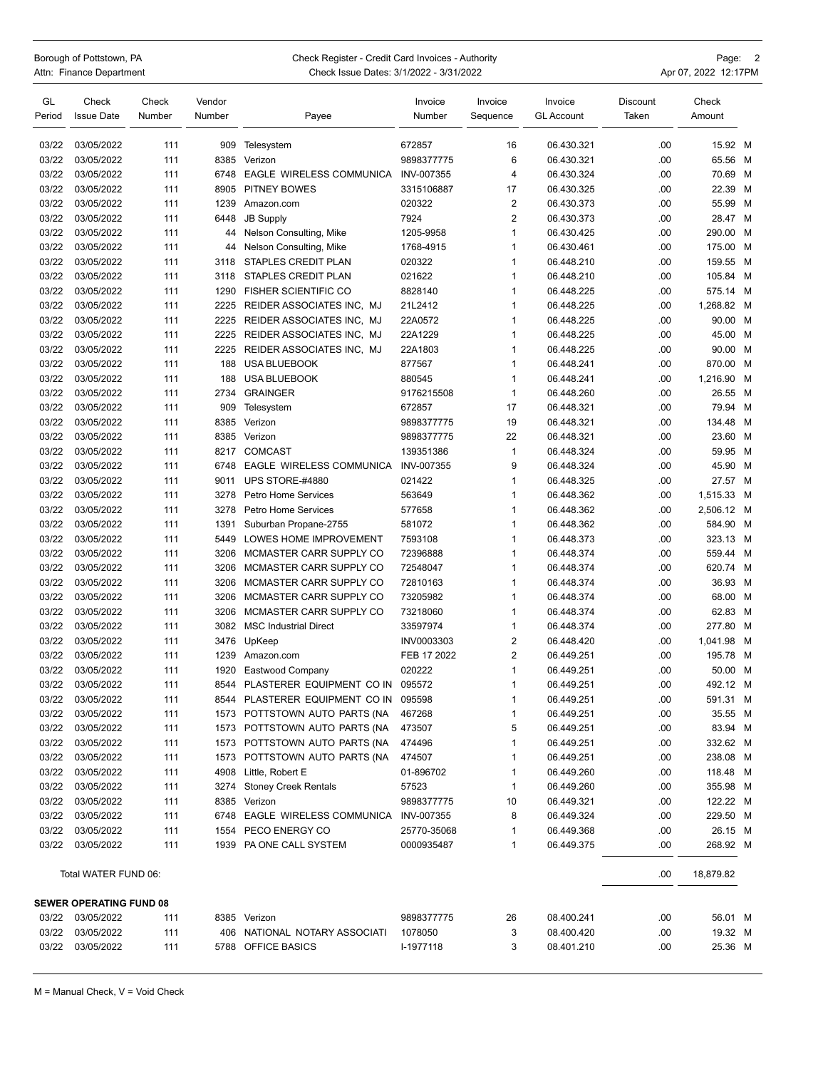Borough of Pottstown, PA
Attn: Finance Department

Check Register - Credit Card Invoices - Authority
Check Issue Dates: 3/1/2022 - 3/31/2022

| GL Period | Check Issue Date | Check Number | Vendor Number | Payee | Invoice Number | Invoice Sequence | Invoice GL Account | Discount Taken | Check Amount | |
|---|---|---|---|---|---|---|---|---|---|---|
| 03/22 | 03/05/2022 | 111 | 909 | Telesystem | 672857 | 16 | 06.430.321 | .00 | 15.92 | M |
| 03/22 | 03/05/2022 | 111 | 8385 | Verizon | 9898377775 | 6 | 06.430.321 | .00 | 65.56 | M |
| 03/22 | 03/05/2022 | 111 | 6748 | EAGLE WIRELESS COMMUNICA | INV-007355 | 4 | 06.430.324 | .00 | 70.69 | M |
| 03/22 | 03/05/2022 | 111 | 8905 | PITNEY BOWES | 3315106887 | 17 | 06.430.325 | .00 | 22.39 | M |
| 03/22 | 03/05/2022 | 111 | 1239 | Amazon.com | 020322 | 2 | 06.430.373 | .00 | 55.99 | M |
| 03/22 | 03/05/2022 | 111 | 6448 | JB Supply | 7924 | 2 | 06.430.373 | .00 | 28.47 | M |
| 03/22 | 03/05/2022 | 111 | 44 | Nelson Consulting, Mike | 1205-9958 | 1 | 06.430.425 | .00 | 290.00 | M |
| 03/22 | 03/05/2022 | 111 | 44 | Nelson Consulting, Mike | 1768-4915 | 1 | 06.430.461 | .00 | 175.00 | M |
| 03/22 | 03/05/2022 | 111 | 3118 | STAPLES CREDIT PLAN | 020322 | 1 | 06.448.210 | .00 | 159.55 | M |
| 03/22 | 03/05/2022 | 111 | 3118 | STAPLES CREDIT PLAN | 021622 | 1 | 06.448.210 | .00 | 105.84 | M |
| 03/22 | 03/05/2022 | 111 | 1290 | FISHER SCIENTIFIC CO | 8828140 | 1 | 06.448.225 | .00 | 575.14 | M |
| 03/22 | 03/05/2022 | 111 | 2225 | REIDER ASSOCIATES INC, MJ | 21L2412 | 1 | 06.448.225 | .00 | 1,268.82 | M |
| 03/22 | 03/05/2022 | 111 | 2225 | REIDER ASSOCIATES INC, MJ | 22A0572 | 1 | 06.448.225 | .00 | 90.00 | M |
| 03/22 | 03/05/2022 | 111 | 2225 | REIDER ASSOCIATES INC, MJ | 22A1229 | 1 | 06.448.225 | .00 | 45.00 | M |
| 03/22 | 03/05/2022 | 111 | 2225 | REIDER ASSOCIATES INC, MJ | 22A1803 | 1 | 06.448.225 | .00 | 90.00 | M |
| 03/22 | 03/05/2022 | 111 | 188 | USA BLUEBOOK | 877567 | 1 | 06.448.241 | .00 | 870.00 | M |
| 03/22 | 03/05/2022 | 111 | 188 | USA BLUEBOOK | 880545 | 1 | 06.448.241 | .00 | 1,216.90 | M |
| 03/22 | 03/05/2022 | 111 | 2734 | GRAINGER | 9176215508 | 1 | 06.448.260 | .00 | 26.55 | M |
| 03/22 | 03/05/2022 | 111 | 909 | Telesystem | 672857 | 17 | 06.448.321 | .00 | 79.94 | M |
| 03/22 | 03/05/2022 | 111 | 8385 | Verizon | 9898377775 | 19 | 06.448.321 | .00 | 134.48 | M |
| 03/22 | 03/05/2022 | 111 | 8385 | Verizon | 9898377775 | 22 | 06.448.321 | .00 | 23.60 | M |
| 03/22 | 03/05/2022 | 111 | 8217 | COMCAST | 139351386 | 1 | 06.448.324 | .00 | 59.95 | M |
| 03/22 | 03/05/2022 | 111 | 6748 | EAGLE WIRELESS COMMUNICA | INV-007355 | 9 | 06.448.324 | .00 | 45.90 | M |
| 03/22 | 03/05/2022 | 111 | 9011 | UPS STORE-#4880 | 021422 | 1 | 06.448.325 | .00 | 27.57 | M |
| 03/22 | 03/05/2022 | 111 | 3278 | Petro Home Services | 563649 | 1 | 06.448.362 | .00 | 1,515.33 | M |
| 03/22 | 03/05/2022 | 111 | 3278 | Petro Home Services | 577658 | 1 | 06.448.362 | .00 | 2,506.12 | M |
| 03/22 | 03/05/2022 | 111 | 1391 | Suburban Propane-2755 | 581072 | 1 | 06.448.362 | .00 | 584.90 | M |
| 03/22 | 03/05/2022 | 111 | 5449 | LOWES HOME IMPROVEMENT | 7593108 | 1 | 06.448.373 | .00 | 323.13 | M |
| 03/22 | 03/05/2022 | 111 | 3206 | MCMASTER CARR SUPPLY CO | 72396888 | 1 | 06.448.374 | .00 | 559.44 | M |
| 03/22 | 03/05/2022 | 111 | 3206 | MCMASTER CARR SUPPLY CO | 72548047 | 1 | 06.448.374 | .00 | 620.74 | M |
| 03/22 | 03/05/2022 | 111 | 3206 | MCMASTER CARR SUPPLY CO | 72810163 | 1 | 06.448.374 | .00 | 36.93 | M |
| 03/22 | 03/05/2022 | 111 | 3206 | MCMASTER CARR SUPPLY CO | 73205982 | 1 | 06.448.374 | .00 | 68.00 | M |
| 03/22 | 03/05/2022 | 111 | 3206 | MCMASTER CARR SUPPLY CO | 73218060 | 1 | 06.448.374 | .00 | 62.83 | M |
| 03/22 | 03/05/2022 | 111 | 3082 | MSC Industrial Direct | 33597974 | 1 | 06.448.374 | .00 | 277.80 | M |
| 03/22 | 03/05/2022 | 111 | 3476 | UpKeep | INV0003303 | 2 | 06.448.420 | .00 | 1,041.98 | M |
| 03/22 | 03/05/2022 | 111 | 1239 | Amazon.com | FEB 17 2022 | 2 | 06.449.251 | .00 | 195.78 | M |
| 03/22 | 03/05/2022 | 111 | 1920 | Eastwood Company | 020222 | 1 | 06.449.251 | .00 | 50.00 | M |
| 03/22 | 03/05/2022 | 111 | 8544 | PLASTERER EQUIPMENT CO IN | 095572 | 1 | 06.449.251 | .00 | 492.12 | M |
| 03/22 | 03/05/2022 | 111 | 8544 | PLASTERER EQUIPMENT CO IN | 095598 | 1 | 06.449.251 | .00 | 591.31 | M |
| 03/22 | 03/05/2022 | 111 | 1573 | POTTSTOWN AUTO PARTS (NA | 467268 | 1 | 06.449.251 | .00 | 35.55 | M |
| 03/22 | 03/05/2022 | 111 | 1573 | POTTSTOWN AUTO PARTS (NA | 473507 | 5 | 06.449.251 | .00 | 83.94 | M |
| 03/22 | 03/05/2022 | 111 | 1573 | POTTSTOWN AUTO PARTS (NA | 474496 | 1 | 06.449.251 | .00 | 332.62 | M |
| 03/22 | 03/05/2022 | 111 | 1573 | POTTSTOWN AUTO PARTS (NA | 474507 | 1 | 06.449.251 | .00 | 238.08 | M |
| 03/22 | 03/05/2022 | 111 | 4908 | Little, Robert E | 01-896702 | 1 | 06.449.260 | .00 | 118.48 | M |
| 03/22 | 03/05/2022 | 111 | 3274 | Stoney Creek Rentals | 57523 | 1 | 06.449.260 | .00 | 355.98 | M |
| 03/22 | 03/05/2022 | 111 | 8385 | Verizon | 9898377775 | 10 | 06.449.321 | .00 | 122.22 | M |
| 03/22 | 03/05/2022 | 111 | 6748 | EAGLE WIRELESS COMMUNICA | INV-007355 | 8 | 06.449.324 | .00 | 229.50 | M |
| 03/22 | 03/05/2022 | 111 | 1554 | PECO ENERGY CO | 25770-35068 | 1 | 06.449.368 | .00 | 26.15 | M |
| 03/22 | 03/05/2022 | 111 | 1939 | PA ONE CALL SYSTEM | 0000935487 | 1 | 06.449.375 | .00 | 268.92 | M |
| Total WATER FUND 06: | | | | | | | | .00 | 18,879.82 | |
| **SEWER OPERATING FUND 08** | | | | | | | | | | |
| 03/22 | 03/05/2022 | 111 | 8385 | Verizon | 9898377775 | 26 | 08.400.241 | .00 | 56.01 | M |
| 03/22 | 03/05/2022 | 111 | 406 | NATIONAL NOTARY ASSOCIATI | 1078050 | 3 | 08.400.420 | .00 | 19.32 | M |
| 03/22 | 03/05/2022 | 111 | 5788 | OFFICE BASICS | I-1977118 | 3 | 08.401.210 | .00 | 25.36 | M |

M = Manual Check, V = Void Check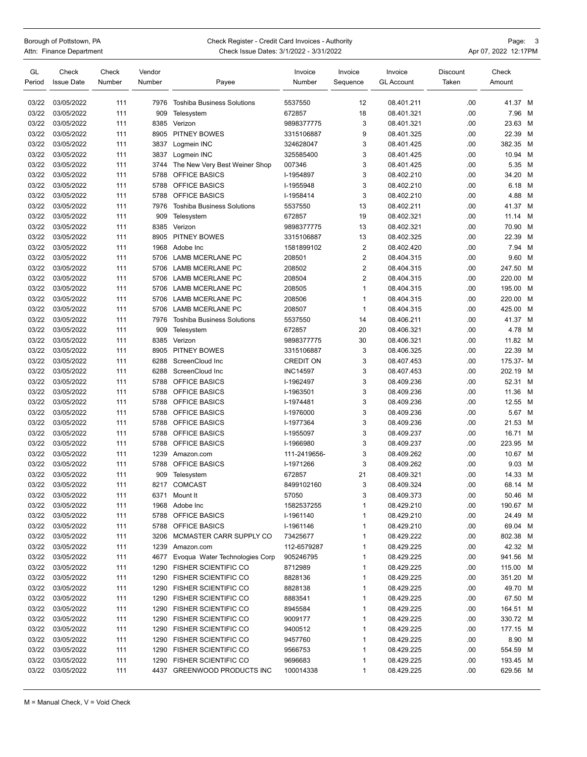Borough of Pottstown, PA
Attn: Finance Department

Check Register - Credit Card Invoices - Authority
Check Issue Dates: 3/1/2022 - 3/31/2022

Apr 07, 2022 12:17PM

| GL Period | Check Issue Date | Check Number | Vendor Number | Payee | Invoice Number | Invoice Sequence | Invoice GL Account | Discount Taken | Check Amount | |
|---|---|---|---|---|---|---|---|---|---|---|
| 03/22 | 03/05/2022 | 111 | 7976 | Toshiba Business Solutions | 5537550 | 12 | 08.401.211 | .00 | 41.37 | M |
| 03/22 | 03/05/2022 | 111 | 909 | Telesystem | 672857 | 18 | 08.401.321 | .00 | 7.96 | M |
| 03/22 | 03/05/2022 | 111 | 8385 | Verizon | 9898377775 | 3 | 08.401.321 | .00 | 23.63 | M |
| 03/22 | 03/05/2022 | 111 | 8905 | PITNEY BOWES | 3315106887 | 9 | 08.401.325 | .00 | 22.39 | M |
| 03/22 | 03/05/2022 | 111 | 3837 | Logmein INC | 324628047 | 3 | 08.401.425 | .00 | 382.35 | M |
| 03/22 | 03/05/2022 | 111 | 3837 | Logmein INC | 325585400 | 3 | 08.401.425 | .00 | 10.94 | M |
| 03/22 | 03/05/2022 | 111 | 3744 | The New Very Best Weiner Shop | 007346 | 3 | 08.401.425 | .00 | 5.35 | M |
| 03/22 | 03/05/2022 | 111 | 5788 | OFFICE BASICS | I-1954897 | 3 | 08.402.210 | .00 | 34.20 | M |
| 03/22 | 03/05/2022 | 111 | 5788 | OFFICE BASICS | I-1955948 | 3 | 08.402.210 | .00 | 6.18 | M |
| 03/22 | 03/05/2022 | 111 | 5788 | OFFICE BASICS | I-1958414 | 3 | 08.402.210 | .00 | 4.88 | M |
| 03/22 | 03/05/2022 | 111 | 7976 | Toshiba Business Solutions | 5537550 | 13 | 08.402.211 | .00 | 41.37 | M |
| 03/22 | 03/05/2022 | 111 | 909 | Telesystem | 672857 | 19 | 08.402.321 | .00 | 11.14 | M |
| 03/22 | 03/05/2022 | 111 | 8385 | Verizon | 9898377775 | 13 | 08.402.321 | .00 | 70.90 | M |
| 03/22 | 03/05/2022 | 111 | 8905 | PITNEY BOWES | 3315106887 | 13 | 08.402.325 | .00 | 22.39 | M |
| 03/22 | 03/05/2022 | 111 | 1968 | Adobe Inc | 1581899102 | 2 | 08.402.420 | .00 | 7.94 | M |
| 03/22 | 03/05/2022 | 111 | 5706 | LAMB MCERLANE PC | 208501 | 2 | 08.404.315 | .00 | 9.60 | M |
| 03/22 | 03/05/2022 | 111 | 5706 | LAMB MCERLANE PC | 208502 | 2 | 08.404.315 | .00 | 247.50 | M |
| 03/22 | 03/05/2022 | 111 | 5706 | LAMB MCERLANE PC | 208504 | 2 | 08.404.315 | .00 | 220.00 | M |
| 03/22 | 03/05/2022 | 111 | 5706 | LAMB MCERLANE PC | 208505 | 1 | 08.404.315 | .00 | 195.00 | M |
| 03/22 | 03/05/2022 | 111 | 5706 | LAMB MCERLANE PC | 208506 | 1 | 08.404.315 | .00 | 220.00 | M |
| 03/22 | 03/05/2022 | 111 | 5706 | LAMB MCERLANE PC | 208507 | 1 | 08.404.315 | .00 | 425.00 | M |
| 03/22 | 03/05/2022 | 111 | 7976 | Toshiba Business Solutions | 5537550 | 14 | 08.406.211 | .00 | 41.37 | M |
| 03/22 | 03/05/2022 | 111 | 909 | Telesystem | 672857 | 20 | 08.406.321 | .00 | 4.78 | M |
| 03/22 | 03/05/2022 | 111 | 8385 | Verizon | 9898377775 | 30 | 08.406.321 | .00 | 11.82 | M |
| 03/22 | 03/05/2022 | 111 | 8905 | PITNEY BOWES | 3315106887 | 3 | 08.406.325 | .00 | 22.39 | M |
| 03/22 | 03/05/2022 | 111 | 6288 | ScreenCloud Inc | CREDIT ON | 3 | 08.407.453 | .00 | 175.37- | M |
| 03/22 | 03/05/2022 | 111 | 6288 | ScreenCloud Inc | INC14597 | 3 | 08.407.453 | .00 | 202.19 | M |
| 03/22 | 03/05/2022 | 111 | 5788 | OFFICE BASICS | I-1962497 | 3 | 08.409.236 | .00 | 52.31 | M |
| 03/22 | 03/05/2022 | 111 | 5788 | OFFICE BASICS | I-1963501 | 3 | 08.409.236 | .00 | 11.36 | M |
| 03/22 | 03/05/2022 | 111 | 5788 | OFFICE BASICS | I-1974481 | 3 | 08.409.236 | .00 | 12.55 | M |
| 03/22 | 03/05/2022 | 111 | 5788 | OFFICE BASICS | I-1976000 | 3 | 08.409.236 | .00 | 5.67 | M |
| 03/22 | 03/05/2022 | 111 | 5788 | OFFICE BASICS | I-1977364 | 3 | 08.409.236 | .00 | 21.53 | M |
| 03/22 | 03/05/2022 | 111 | 5788 | OFFICE BASICS | I-1955097 | 3 | 08.409.237 | .00 | 16.71 | M |
| 03/22 | 03/05/2022 | 111 | 5788 | OFFICE BASICS | I-1966980 | 3 | 08.409.237 | .00 | 223.95 | M |
| 03/22 | 03/05/2022 | 111 | 1239 | Amazon.com | 111-2419656- | 3 | 08.409.262 | .00 | 10.67 | M |
| 03/22 | 03/05/2022 | 111 | 5788 | OFFICE BASICS | I-1971266 | 3 | 08.409.262 | .00 | 9.03 | M |
| 03/22 | 03/05/2022 | 111 | 909 | Telesystem | 672857 | 21 | 08.409.321 | .00 | 14.33 | M |
| 03/22 | 03/05/2022 | 111 | 8217 | COMCAST | 8499102160 | 3 | 08.409.324 | .00 | 68.14 | M |
| 03/22 | 03/05/2022 | 111 | 6371 | Mount It | 57050 | 3 | 08.409.373 | .00 | 50.46 | M |
| 03/22 | 03/05/2022 | 111 | 1968 | Adobe Inc | 1582537255 | 1 | 08.429.210 | .00 | 190.67 | M |
| 03/22 | 03/05/2022 | 111 | 5788 | OFFICE BASICS | I-1961140 | 1 | 08.429.210 | .00 | 24.49 | M |
| 03/22 | 03/05/2022 | 111 | 5788 | OFFICE BASICS | I-1961146 | 1 | 08.429.210 | .00 | 69.04 | M |
| 03/22 | 03/05/2022 | 111 | 3206 | MCMASTER CARR SUPPLY CO | 73425677 | 1 | 08.429.222 | .00 | 802.38 | M |
| 03/22 | 03/05/2022 | 111 | 1239 | Amazon.com | 112-6579287 | 1 | 08.429.225 | .00 | 42.32 | M |
| 03/22 | 03/05/2022 | 111 | 4677 | Evoqua Water Technologies Corp | 905246795 | 1 | 08.429.225 | .00 | 941.56 | M |
| 03/22 | 03/05/2022 | 111 | 1290 | FISHER SCIENTIFIC CO | 8712989 | 1 | 08.429.225 | .00 | 115.00 | M |
| 03/22 | 03/05/2022 | 111 | 1290 | FISHER SCIENTIFIC CO | 8828136 | 1 | 08.429.225 | .00 | 351.20 | M |
| 03/22 | 03/05/2022 | 111 | 1290 | FISHER SCIENTIFIC CO | 8828138 | 1 | 08.429.225 | .00 | 49.70 | M |
| 03/22 | 03/05/2022 | 111 | 1290 | FISHER SCIENTIFIC CO | 8883541 | 1 | 08.429.225 | .00 | 67.50 | M |
| 03/22 | 03/05/2022 | 111 | 1290 | FISHER SCIENTIFIC CO | 8945584 | 1 | 08.429.225 | .00 | 164.51 | M |
| 03/22 | 03/05/2022 | 111 | 1290 | FISHER SCIENTIFIC CO | 9009177 | 1 | 08.429.225 | .00 | 330.72 | M |
| 03/22 | 03/05/2022 | 111 | 1290 | FISHER SCIENTIFIC CO | 9400512 | 1 | 08.429.225 | .00 | 177.15 | M |
| 03/22 | 03/05/2022 | 111 | 1290 | FISHER SCIENTIFIC CO | 9457760 | 1 | 08.429.225 | .00 | 8.90 | M |
| 03/22 | 03/05/2022 | 111 | 1290 | FISHER SCIENTIFIC CO | 9566753 | 1 | 08.429.225 | .00 | 554.59 | M |
| 03/22 | 03/05/2022 | 111 | 1290 | FISHER SCIENTIFIC CO | 9696683 | 1 | 08.429.225 | .00 | 193.45 | M |
| 03/22 | 03/05/2022 | 111 | 4437 | GREENWOOD PRODUCTS INC | 100014338 | 1 | 08.429.225 | .00 | 629.56 | M |

M = Manual Check, V = Void Check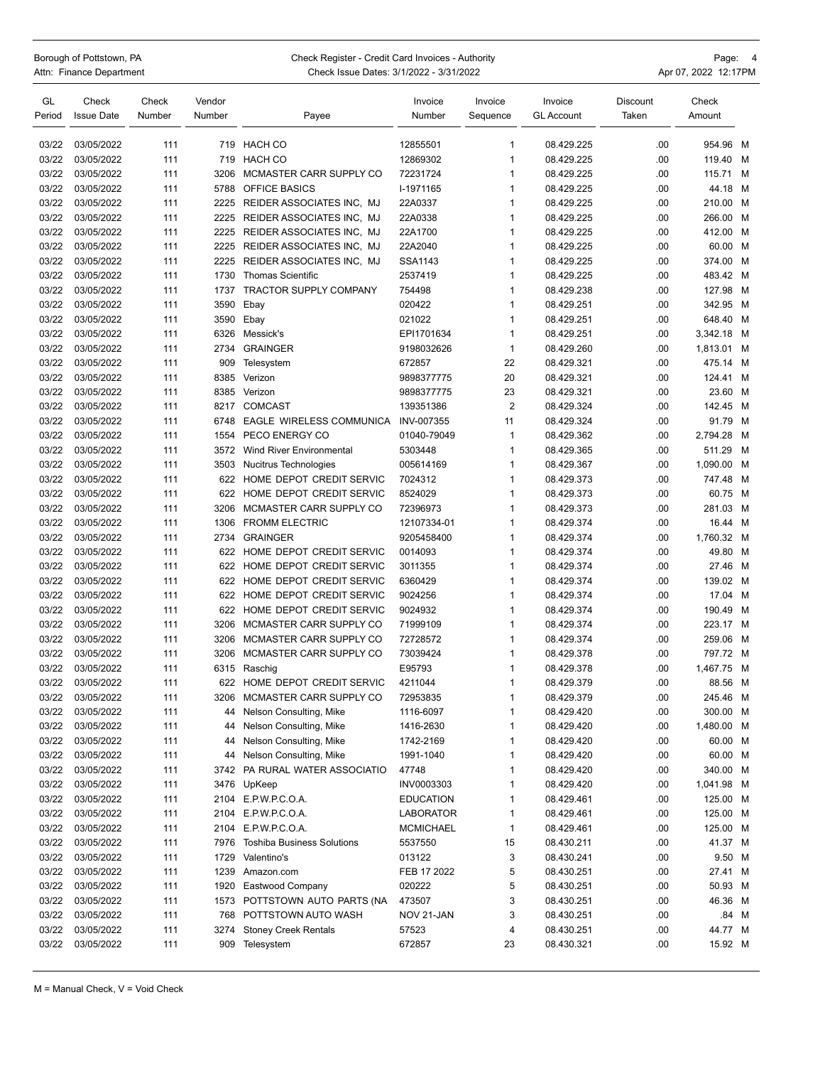Borough of Pottstown, PA
Attn: Finance Department

Check Register - Credit Card Invoices - Authority
Check Issue Dates: 3/1/2022 - 3/31/2022

Apr 07, 2022 12:17PM

| GL Period | Check Issue Date | Check Number | Vendor Number | Payee | Invoice Number | Invoice Sequence | Invoice GL Account | Discount Taken | Check Amount | |
|---|---|---|---|---|---|---|---|---|---|---|
| 03/22 | 03/05/2022 | 111 | 719 | HACH CO | 12855501 | 1 | 08.429.225 | .00 | 954.96 | M |
| 03/22 | 03/05/2022 | 111 | 719 | HACH CO | 12869302 | 1 | 08.429.225 | .00 | 119.40 | M |
| 03/22 | 03/05/2022 | 111 | 3206 | MCMASTER CARR SUPPLY CO | 72231724 | 1 | 08.429.225 | .00 | 115.71 | M |
| 03/22 | 03/05/2022 | 111 | 5788 | OFFICE BASICS | I-1971165 | 1 | 08.429.225 | .00 | 44.18 | M |
| 03/22 | 03/05/2022 | 111 | 2225 | REIDER ASSOCIATES INC, MJ | 22A0337 | 1 | 08.429.225 | .00 | 210.00 | M |
| 03/22 | 03/05/2022 | 111 | 2225 | REIDER ASSOCIATES INC, MJ | 22A0338 | 1 | 08.429.225 | .00 | 266.00 | M |
| 03/22 | 03/05/2022 | 111 | 2225 | REIDER ASSOCIATES INC, MJ | 22A1700 | 1 | 08.429.225 | .00 | 412.00 | M |
| 03/22 | 03/05/2022 | 111 | 2225 | REIDER ASSOCIATES INC, MJ | 22A2040 | 1 | 08.429.225 | .00 | 60.00 | M |
| 03/22 | 03/05/2022 | 111 | 2225 | REIDER ASSOCIATES INC, MJ | SSA1143 | 1 | 08.429.225 | .00 | 374.00 | M |
| 03/22 | 03/05/2022 | 111 | 1730 | Thomas Scientific | 2537419 | 1 | 08.429.225 | .00 | 483.42 | M |
| 03/22 | 03/05/2022 | 111 | 1737 | TRACTOR SUPPLY COMPANY | 754498 | 1 | 08.429.238 | .00 | 127.98 | M |
| 03/22 | 03/05/2022 | 111 | 3590 | Ebay | 020422 | 1 | 08.429.251 | .00 | 342.95 | M |
| 03/22 | 03/05/2022 | 111 | 3590 | Ebay | 021022 | 1 | 08.429.251 | .00 | 648.40 | M |
| 03/22 | 03/05/2022 | 111 | 6326 | Messick's | EPI1701634 | 1 | 08.429.251 | .00 | 3,342.18 | M |
| 03/22 | 03/05/2022 | 111 | 2734 | GRAINGER | 9198032626 | 1 | 08.429.260 | .00 | 1,813.01 | M |
| 03/22 | 03/05/2022 | 111 | 909 | Telesystem | 672857 | 22 | 08.429.321 | .00 | 475.14 | M |
| 03/22 | 03/05/2022 | 111 | 8385 | Verizon | 9898377775 | 20 | 08.429.321 | .00 | 124.41 | M |
| 03/22 | 03/05/2022 | 111 | 8385 | Verizon | 9898377775 | 23 | 08.429.321 | .00 | 23.60 | M |
| 03/22 | 03/05/2022 | 111 | 8217 | COMCAST | 139351386 | 2 | 08.429.324 | .00 | 142.45 | M |
| 03/22 | 03/05/2022 | 111 | 6748 | EAGLE WIRELESS COMMUNICA | INV-007355 | 11 | 08.429.324 | .00 | 91.79 | M |
| 03/22 | 03/05/2022 | 111 | 1554 | PECO ENERGY CO | 01040-79049 | 1 | 08.429.362 | .00 | 2,794.28 | M |
| 03/22 | 03/05/2022 | 111 | 3572 | Wind River Environmental | 5303448 | 1 | 08.429.365 | .00 | 511.29 | M |
| 03/22 | 03/05/2022 | 111 | 3503 | Nucitrus Technologies | 005614169 | 1 | 08.429.367 | .00 | 1,090.00 | M |
| 03/22 | 03/05/2022 | 111 | 622 | HOME DEPOT CREDIT SERVIC | 7024312 | 1 | 08.429.373 | .00 | 747.48 | M |
| 03/22 | 03/05/2022 | 111 | 622 | HOME DEPOT CREDIT SERVIC | 8524029 | 1 | 08.429.373 | .00 | 60.75 | M |
| 03/22 | 03/05/2022 | 111 | 3206 | MCMASTER CARR SUPPLY CO | 72396973 | 1 | 08.429.373 | .00 | 281.03 | M |
| 03/22 | 03/05/2022 | 111 | 1306 | FROMM ELECTRIC | 12107334-01 | 1 | 08.429.374 | .00 | 16.44 | M |
| 03/22 | 03/05/2022 | 111 | 2734 | GRAINGER | 9205458400 | 1 | 08.429.374 | .00 | 1,760.32 | M |
| 03/22 | 03/05/2022 | 111 | 622 | HOME DEPOT CREDIT SERVIC | 0014093 | 1 | 08.429.374 | .00 | 49.80 | M |
| 03/22 | 03/05/2022 | 111 | 622 | HOME DEPOT CREDIT SERVIC | 3011355 | 1 | 08.429.374 | .00 | 27.46 | M |
| 03/22 | 03/05/2022 | 111 | 622 | HOME DEPOT CREDIT SERVIC | 6360429 | 1 | 08.429.374 | .00 | 139.02 | M |
| 03/22 | 03/05/2022 | 111 | 622 | HOME DEPOT CREDIT SERVIC | 9024256 | 1 | 08.429.374 | .00 | 17.04 | M |
| 03/22 | 03/05/2022 | 111 | 622 | HOME DEPOT CREDIT SERVIC | 9024932 | 1 | 08.429.374 | .00 | 190.49 | M |
| 03/22 | 03/05/2022 | 111 | 3206 | MCMASTER CARR SUPPLY CO | 71999109 | 1 | 08.429.374 | .00 | 223.17 | M |
| 03/22 | 03/05/2022 | 111 | 3206 | MCMASTER CARR SUPPLY CO | 72728572 | 1 | 08.429.374 | .00 | 259.06 | M |
| 03/22 | 03/05/2022 | 111 | 3206 | MCMASTER CARR SUPPLY CO | 73039424 | 1 | 08.429.378 | .00 | 797.72 | M |
| 03/22 | 03/05/2022 | 111 | 6315 | Raschig | E95793 | 1 | 08.429.378 | .00 | 1,467.75 | M |
| 03/22 | 03/05/2022 | 111 | 622 | HOME DEPOT CREDIT SERVIC | 4211044 | 1 | 08.429.379 | .00 | 88.56 | M |
| 03/22 | 03/05/2022 | 111 | 3206 | MCMASTER CARR SUPPLY CO | 72953835 | 1 | 08.429.379 | .00 | 245.46 | M |
| 03/22 | 03/05/2022 | 111 | 44 | Nelson Consulting, Mike | 1116-6097 | 1 | 08.429.420 | .00 | 300.00 | M |
| 03/22 | 03/05/2022 | 111 | 44 | Nelson Consulting, Mike | 1416-2630 | 1 | 08.429.420 | .00 | 1,480.00 | M |
| 03/22 | 03/05/2022 | 111 | 44 | Nelson Consulting, Mike | 1742-2169 | 1 | 08.429.420 | .00 | 60.00 | M |
| 03/22 | 03/05/2022 | 111 | 44 | Nelson Consulting, Mike | 1991-1040 | 1 | 08.429.420 | .00 | 60.00 | M |
| 03/22 | 03/05/2022 | 111 | 3742 | PA RURAL WATER ASSOCIATIO | 47748 | 1 | 08.429.420 | .00 | 340.00 | M |
| 03/22 | 03/05/2022 | 111 | 3476 | UpKeep | INV0003303 | 1 | 08.429.420 | .00 | 1,041.98 | M |
| 03/22 | 03/05/2022 | 111 | 2104 | E.P.W.P.C.O.A. | EDUCATION | 1 | 08.429.461 | .00 | 125.00 | M |
| 03/22 | 03/05/2022 | 111 | 2104 | E.P.W.P.C.O.A. | LABORATOR | 1 | 08.429.461 | .00 | 125.00 | M |
| 03/22 | 03/05/2022 | 111 | 2104 | E.P.W.P.C.O.A. | MCMICHAEL | 1 | 08.429.461 | .00 | 125.00 | M |
| 03/22 | 03/05/2022 | 111 | 7976 | Toshiba Business Solutions | 5537550 | 15 | 08.430.211 | .00 | 41.37 | M |
| 03/22 | 03/05/2022 | 111 | 1729 | Valentino's | 013122 | 3 | 08.430.241 | .00 | 9.50 | M |
| 03/22 | 03/05/2022 | 111 | 1239 | Amazon.com | FEB 17 2022 | 5 | 08.430.251 | .00 | 27.41 | M |
| 03/22 | 03/05/2022 | 111 | 1920 | Eastwood Company | 020222 | 5 | 08.430.251 | .00 | 50.93 | M |
| 03/22 | 03/05/2022 | 111 | 1573 | POTTSTOWN AUTO PARTS (NA | 473507 | 3 | 08.430.251 | .00 | 46.36 | M |
| 03/22 | 03/05/2022 | 111 | 768 | POTTSTOWN AUTO WASH | NOV 21-JAN | 3 | 08.430.251 | .00 | .84 | M |
| 03/22 | 03/05/2022 | 111 | 3274 | Stoney Creek Rentals | 57523 | 4 | 08.430.251 | .00 | 44.77 | M |
| 03/22 | 03/05/2022 | 111 | 909 | Telesystem | 672857 | 23 | 08.430.321 | .00 | 15.92 | M |

M = Manual Check, V = Void Check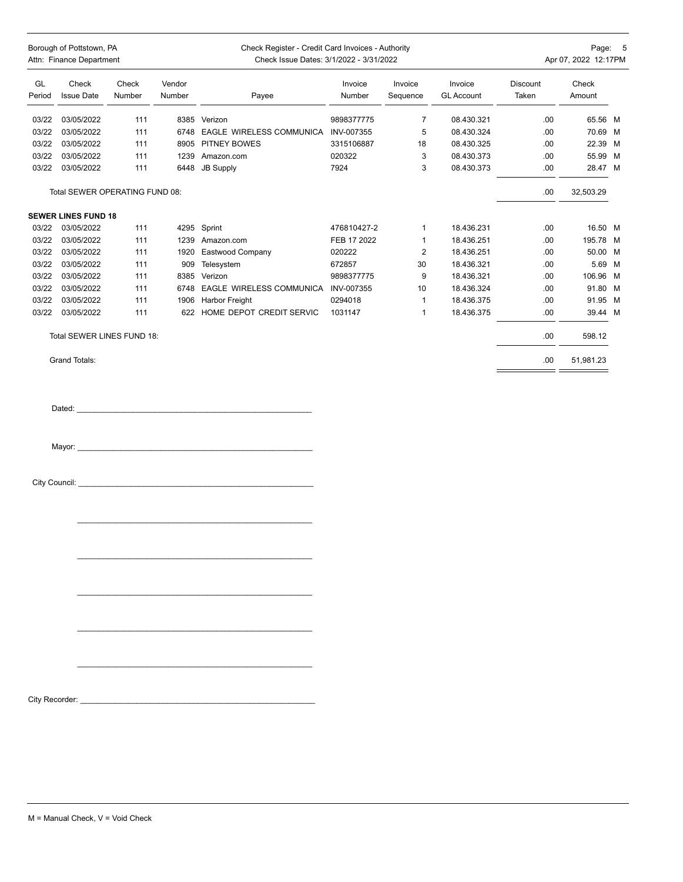Borough of Pottstown, PA
Attn: Finance Department

Check Register - Credit Card Invoices - Authority
Check Issue Dates: 3/1/2022 - 3/31/2022

Apr 07, 2022 12:17PM

| GL Period | Check Issue Date | Check Number | Vendor Number | Payee | Invoice Number | Invoice Sequence | Invoice GL Account | Discount Taken | Check Amount | |
|---|---|---|---|---|---|---|---|---|---|---|
| 03/22 | 03/05/2022 | 111 | 8385 | Verizon | 9898377775 | 7 | 08.430.321 | .00 | 65.56 | M |
| 03/22 | 03/05/2022 | 111 | 6748 | EAGLE WIRELESS COMMUNICA | INV-007355 | 5 | 08.430.324 | .00 | 70.69 | M |
| 03/22 | 03/05/2022 | 111 | 8905 | PITNEY BOWES | 3315106887 | 18 | 08.430.325 | .00 | 22.39 | M |
| 03/22 | 03/05/2022 | 111 | 1239 | Amazon.com | 020322 | 3 | 08.430.373 | .00 | 55.99 | M |
| 03/22 | 03/05/2022 | 111 | 6448 | JB Supply | 7924 | 3 | 08.430.373 | .00 | 28.47 | M |
| | Total SEWER OPERATING FUND 08: | | | | | | | .00 | 32,503.29 | |
| **SEWER LINES FUND 18** | | | | | | | | | | |
| 03/22 | 03/05/2022 | 111 | 4295 | Sprint | 476810427-2 | 1 | 18.436.231 | .00 | 16.50 | M |
| 03/22 | 03/05/2022 | 111 | 1239 | Amazon.com | FEB 17 2022 | 1 | 18.436.251 | .00 | 195.78 | M |
| 03/22 | 03/05/2022 | 111 | 1920 | Eastwood Company | 020222 | 2 | 18.436.251 | .00 | 50.00 | M |
| 03/22 | 03/05/2022 | 111 | 909 | Telesystem | 672857 | 30 | 18.436.321 | .00 | 5.69 | M |
| 03/22 | 03/05/2022 | 111 | 8385 | Verizon | 9898377775 | 9 | 18.436.321 | .00 | 106.96 | M |
| 03/22 | 03/05/2022 | 111 | 6748 | EAGLE WIRELESS COMMUNICA | INV-007355 | 10 | 18.436.324 | .00 | 91.80 | M |
| 03/22 | 03/05/2022 | 111 | 1906 | Harbor Freight | 0294018 | 1 | 18.436.375 | .00 | 91.95 | M |
| 03/22 | 03/05/2022 | 111 | 622 | HOME DEPOT CREDIT SERVIC | 1031147 | 1 | 18.436.375 | .00 | 39.44 | M |
| | Total SEWER LINES FUND 18: | | | | | | | .00 | 598.12 | |
| | Grand Totals: | | | | | | | .00 | 51,981.23 | |

Dated: ____________________________________________

Mayor: ____________________________________________

City Council: ____________________________________________

____________________________________________

____________________________________________

____________________________________________

____________________________________________

____________________________________________

City Recorder: ____________________________________________

M = Manual Check, V = Void Check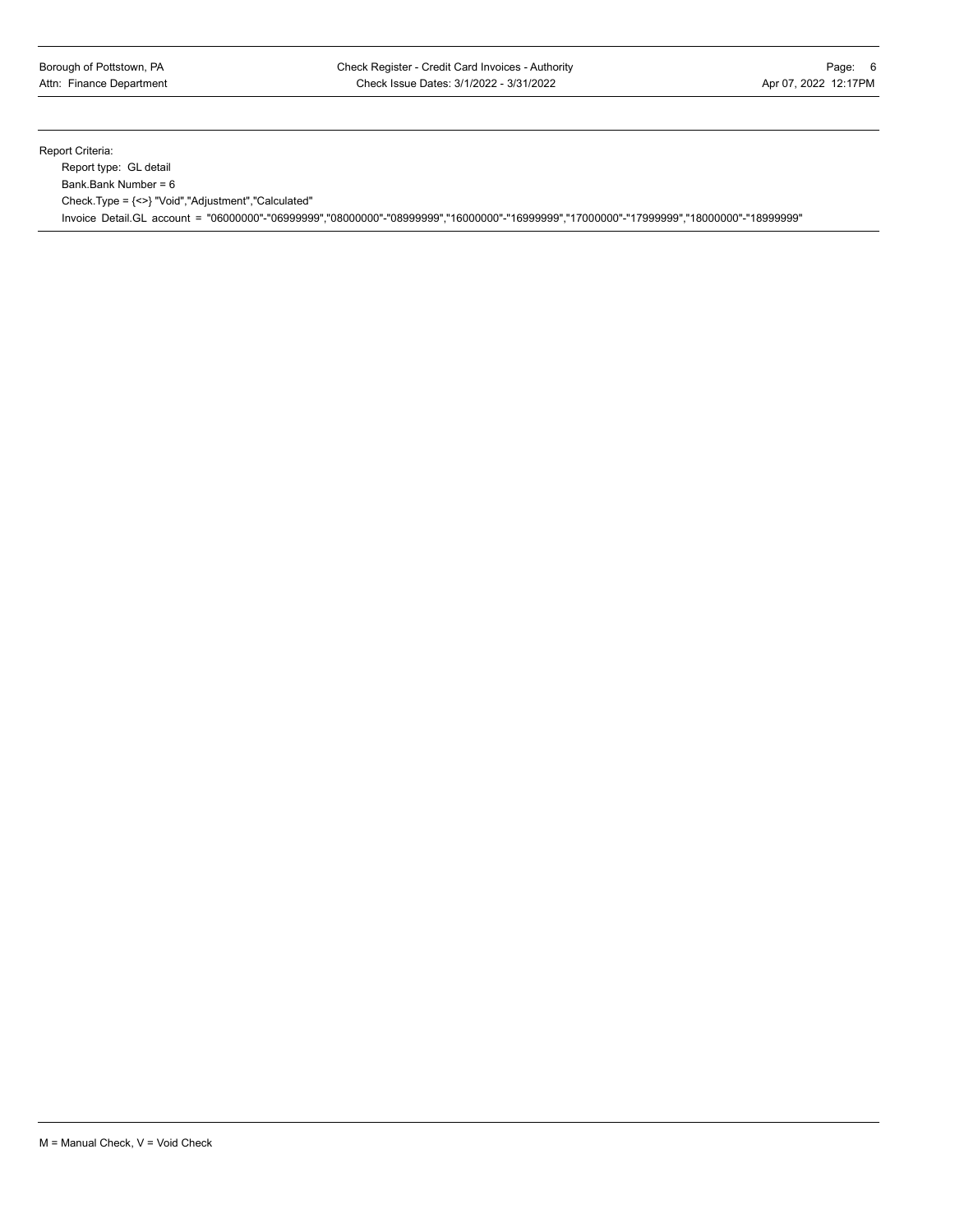Report Criteria:

- Report type: GL detail
- Bank.Bank Number = 6
- Check.Type = {<>} "Void","Adjustment","Calculated"
- Invoice Detail.GL account = "06000000"-"06999999","08000000"-"08999999","16000000"-"16999999","17000000"-"17999999","18000000"-"18999999"

M = Manual Check, V = Void Check